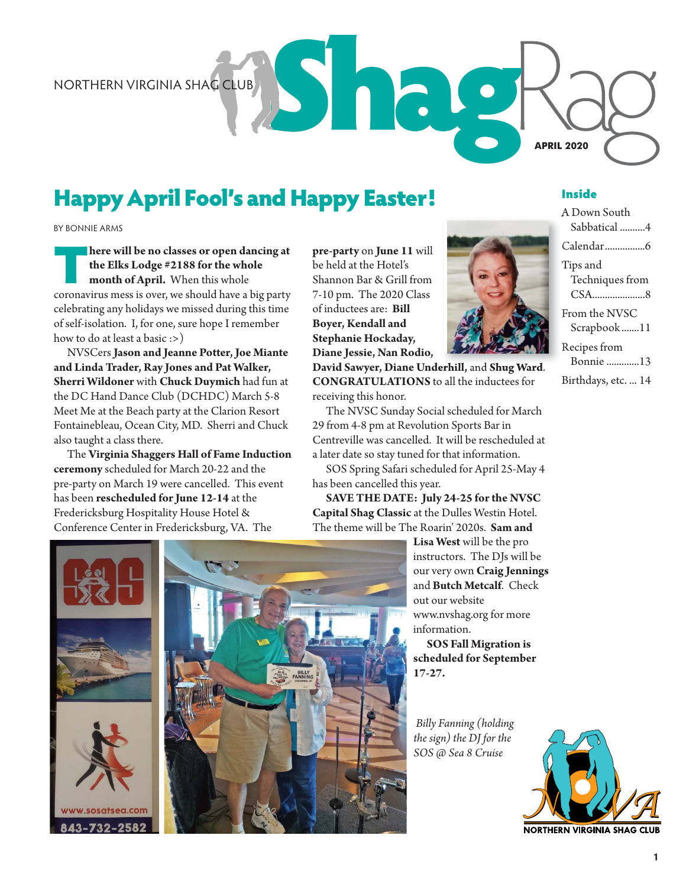NORTHERN VIRGINIA SHAG CLUB

# ShagRag

**APRIL 2020**

## Happy April Fool's and Happy Easter!

BY BONNIE ARMS

**There will be no classes or open dancing at the Elks Lodge #2188 for the whole month of April.** When this whole coronavirus mess is over, we should have a big party celebrating any holidays we missed during this time of self-isolation. I, for one, sure hope I remember how to do at least a basic :>)

NVSCers **Jason and Jeanne Potter, Joe Miante and Linda Trader, Ray Jones and Pat Walker, Sherri Wildoner** with **Chuck Duymich** had fun at the DC Hand Dance Club (DCHDC) March 5-8 Meet Me at the Beach party at the Clarion Resort Fontainebleau, Ocean City, MD. Sherri and Chuck also taught a class there.

The **Virginia Shaggers Hall of Fame Induction ceremony** scheduled for March 20-22 and the pre-party on March 19 were cancelled. This event has been **rescheduled for June 12-14** at the Fredericksburg Hospitality House Hotel & Conference Center in Fredericksburg, VA. The **pre-party** on **June 11** will be held at the Hotel's Shannon Bar & Grill from 7-10 pm. The 2020 Class of inductees are: **Bill Boyer, Kendall and Stephanie Hockaday, Diane Jessie, Nan Rodio, David Sawyer, Diane Underhill,** and **Shug Ward**. **CONGRATULATIONS** to all the inductees for receiving this honor.

The NVSC Sunday Social scheduled for March 29 from 4-8 pm at Revolution Sports Bar in Centreville was cancelled. It will be rescheduled at a later date so stay tuned for that information.

SOS Spring Safari scheduled for April 25-May 4 has been cancelled this year.

**SAVE THE DATE: July 24-25 for the NVSC Capital Shag Classic** at the Dulles Westin Hotel. The theme will be The Roarin' 2020s. **Sam and Lisa West** will be the pro instructors. The DJs will be our very own **Craig Jennings** and **Butch Metcalf**. Check out our website www.nvshag.org for more information.

**SOS Fall Migration is scheduled for September 17-27.**

*Billy Fanning (holding the sign) the DJ for the SOS @ Sea 8 Cruise*

### Inside

- A Down South Sabbatical ..........4
- Calendar................6
- Tips and Techniques from CSA.....................8
- From the NVSC Scrapbook.......11
- Recipes from Bonnie .............13
- Birthdays, etc. ... 14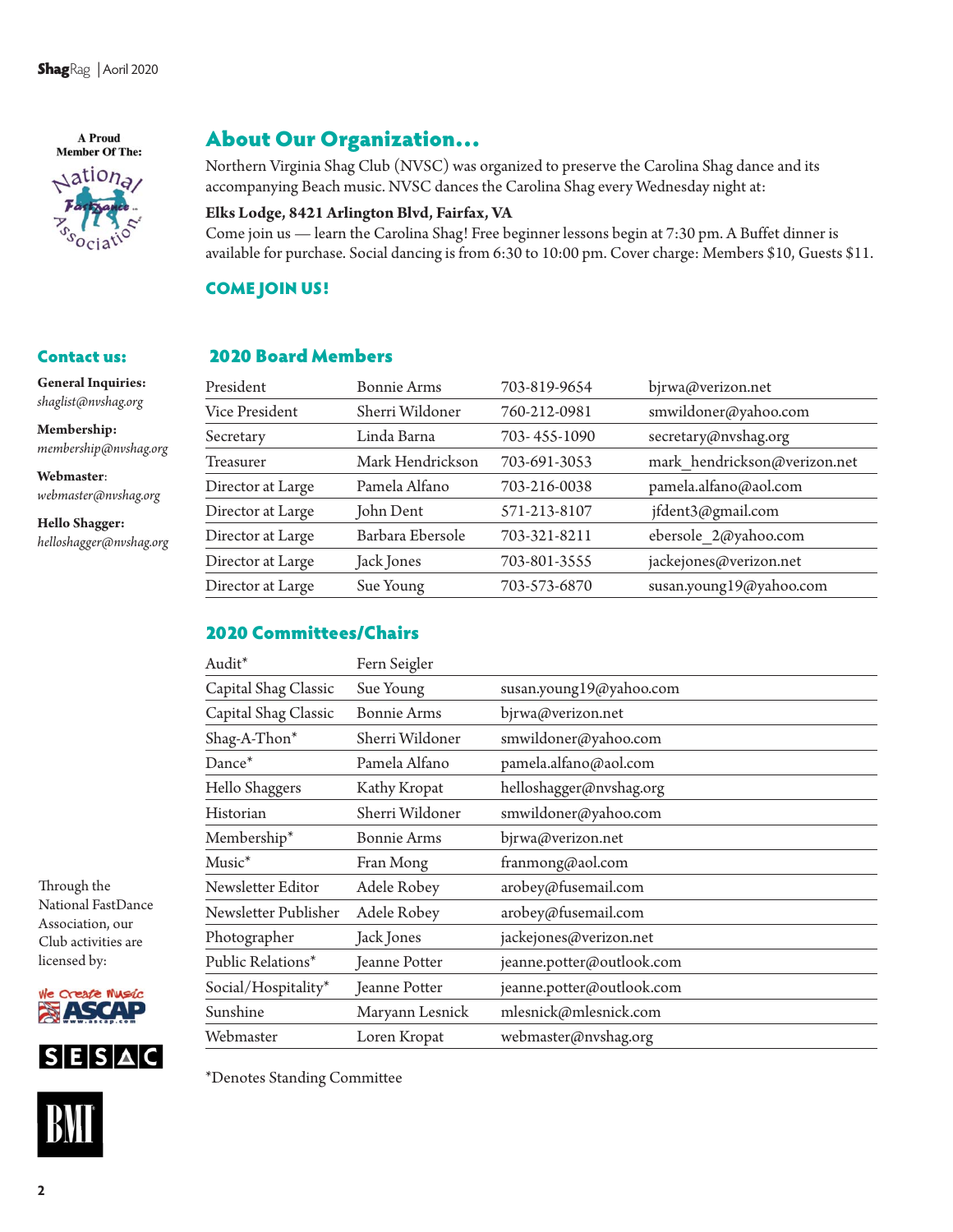A Proud Member Of The: National FastDance Association

## About Our Organization...

Northern Virgina Shag Club (NVSC) was organized to preserve the Carolina Shag dance and its accompanying Beach music. NVSC dances the Carolina Shag every Wednesday night at:

**Elks Lodge, 8421 Arlington Blvd, Fairfax, VA**

Come join us — learn the Carolina Shag! Free beginner lessons begin at 7:30 pm. A Buffet dinner is available for purchase. Social dancing is from 6:30 to 10:00 pm. Cover charge: Members $10, Guests $11.

**COME JOIN US!**

## Contact us:

**General Inquiries:**
*shaglist@nvshag.org*

**Membership:**
*membership@nvshag.org*

**Webmaster**:
*webmaster@nvshag.org*

**Hello Shagger:**
*helloshagger@nvshag.org*

## 2020 Board Members

| | | | |
|---|---|---|---|
| President | Bonnie Arms | 703-819-9654 | bjrwa@verizon.net |
| Vice President | Sherri Wildoner | 760-212-0981 | smwildoner@yahoo.com |
| Secretary | Linda Barna | 703- 455-1090 | secretary@nvshag.org |
| Treasurer | Mark Hendrickson | 703-691-3053 | mark_hendrickson@verizon.net |
| Director at Large | Pamela Alfano | 703-216-0038 | pamela.alfano@aol.com |
| Director at Large | John Dent | 571-213-8107 | jfdent3@gmail.com |
| Director at Large | Barbara Ebersole | 703-321-8211 | ebersole_2@yahoo.com |
| Director at Large | Jack Jones | 703-801-3555 | jackejones@verizon.net |
| Director at Large | Sue Young | 703-573-6870 | susan.young19@yahoo.com |

## 2020 Committees/Chairs

| | | |
|---|---|---|
| Audit* | Fern Seigler | |
| Capital Shag Classic | Sue Young | susan.young19@yahoo.com |
| Capital Shag Classic | Bonnie Arms | bjrwa@verizon.net |
| Shag-A-Thon* | Sherri Wildoner | smwildoner@yahoo.com |
| Dance* | Pamela Alfano | pamela.alfano@aol.com |
| Hello Shaggers | Kathy Kropat | helloshagger@nvshag.org |
| Historian | Sherri Wildoner | smwildoner@yahoo.com |
| Membership* | Bonnie Arms | bjrwa@verizon.net |
| Music* | Fran Mong | franmong@aol.com |
| Newsletter Editor | Adele Robey | arobey@fusemail.com |
| Newsletter Publisher | Adele Robey | arobey@fusemail.com |
| Photographer | Jack Jones | jackejones@verizon.net |
| Public Relations* | Jeanne Potter | jeanne.potter@outlook.com |
| Social/Hospitality* | Jeanne Potter | jeanne.potter@outlook.com |
| Sunshine | Maryann Lesnick | mlesnick@mlesnick.com |
| Webmaster | Loren Kropat | webmaster@nvshag.org |

*Denotes Standing Committee

Through the National FastDance Association, our Club activities are licensed by:

ASCAP · SESAC · BMI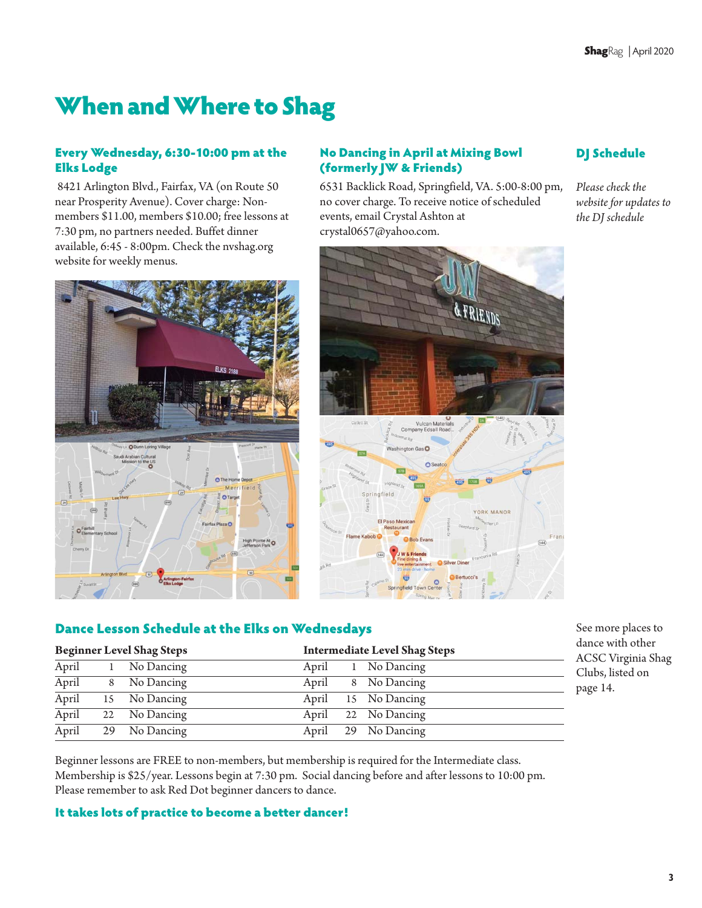# When and Where to Shag

### Every Wednesday, 6:30-10:00 pm at the Elks Lodge

8421 Arlington Blvd., Fairfax, VA (on Route 50 near Prosperity Avenue). Cover charge: Non-members $11.00, members $10.00; free lessons at 7:30 pm, no partners needed. Buffet dinner available, 6:45 - 8:00pm. Check the nvshag.org website for weekly menus.

### No Dancing in April at Mixing Bowl (formerly JW & Friends)

6531 Backlick Road, Springfield, VA. 5:00-8:00 pm, no cover charge. To receive notice of scheduled events, email Crystal Ashton at crystal0657@yahoo.com.

### DJ Schedule

*Please check the website for updates to the DJ schedule*

### Dance Lesson Schedule at the Elks on Wednesdays

| Beginner Level Shag Steps | | | Intermediate Level Shag Steps | | |
|---|---|---|---|---|---|
| April | 1 | No Dancing | April | 1 | No Dancing |
| April | 8 | No Dancing | April | 8 | No Dancing |
| April | 15 | No Dancing | April | 15 | No Dancing |
| April | 22 | No Dancing | April | 22 | No Dancing |
| April | 29 | No Dancing | April | 29 | No Dancing |

Beginner lessons are FREE to non-members, but membership is required for the Intermediate class. Membership is $25/year. Lessons begin at 7:30 pm. Social dancing before and after lessons to 10:00 pm. Please remember to ask Red Dot beginner dancers to dance.

**It takes lots of practice to become a better dancer!**

See more places to dance with other ACSC Virginia Shag Clubs, listed on page 14.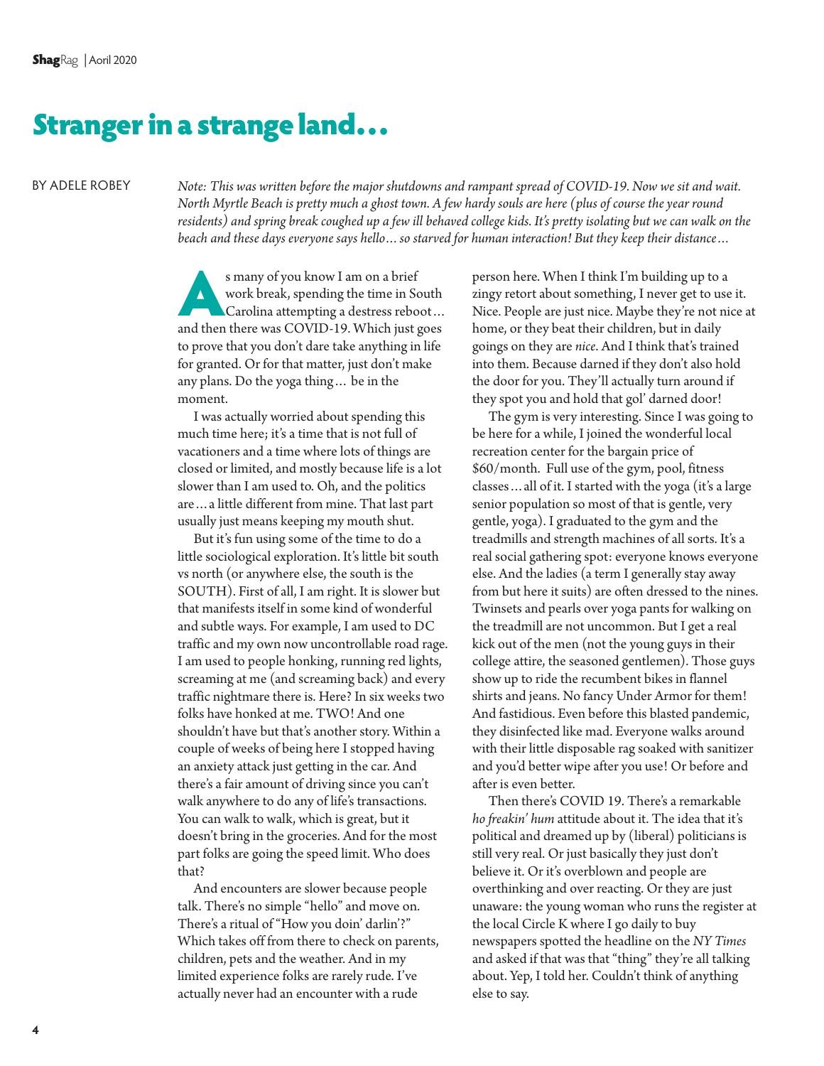# Stranger in a strange land…

BY ADELE ROBEY

*Note: This was written before the major shutdowns and rampant spread of COVID-19. Now we sit and wait. North Myrtle Beach is pretty much a ghost town. A few hardy souls are here (plus of course the year round residents) and spring break coughed up a few ill behaved college kids. It's pretty isolating but we can walk on the beach and these days everyone says hello… so starved for human interaction! But they keep their distance…*

As many of you know I am on a brief work break, spending the time in South Carolina attempting a destress reboot… and then there was COVID-19. Which just goes to prove that you don't dare take anything in life for granted. Or for that matter, just don't make any plans. Do the yoga thing… be in the moment.

I was actually worried about spending this much time here; it's a time that is not full of vacationers and a time where lots of things are closed or limited, and mostly because life is a lot slower than I am used to. Oh, and the politics are… a little different from mine. That last part usually just means keeping my mouth shut.

But it's fun using some of the time to do a little sociological exploration. It's little bit south vs north (or anywhere else, the south is the SOUTH). First of all, I am right. It is slower but that manifests itself in some kind of wonderful and subtle ways. For example, I am used to DC traffic and my own now uncontrollable road rage. I am used to people honking, running red lights, screaming at me (and screaming back) and every traffic nightmare there is. Here? In six weeks two folks have honked at me. TWO! And one shouldn't have but that's another story. Within a couple of weeks of being here I stopped having an anxiety attack just getting in the car. And there's a fair amount of driving since you can't walk anywhere to do any of life's transactions. You can walk to walk, which is great, but it doesn't bring in the groceries. And for the most part folks are going the speed limit. Who does that?

And encounters are slower because people talk. There's no simple "hello" and move on. There's a ritual of "How you doin' darlin'?" Which takes off from there to check on parents, children, pets and the weather. And in my limited experience folks are rarely rude. I've actually never had an encounter with a rude person here. When I think I'm building up to a zingy retort about something, I never get to use it. Nice. People are just nice. Maybe they're not nice at home, or they beat their children, but in daily goings on they are *nice*. And I think that's trained into them. Because darned if they don't also hold the door for you. They'll actually turn around if they spot you and hold that gol' darned door!

The gym is very interesting. Since I was going to be here for a while, I joined the wonderful local recreation center for the bargain price of $60/month. Full use of the gym, pool, fitness classes… all of it. I started with the yoga (it's a large senior population so most of that is gentle, very gentle, yoga). I graduated to the gym and the treadmills and strength machines of all sorts. It's a real social gathering spot: everyone knows everyone else. And the ladies (a term I generally stay away from but here it suits) are often dressed to the nines. Twinsets and pearls over yoga pants for walking on the treadmill are not uncommon. But I get a real kick out of the men (not the young guys in their college attire, the seasoned gentlemen). Those guys show up to ride the recumbent bikes in flannel shirts and jeans. No fancy Under Armor for them! And fastidious. Even before this blasted pandemic, they disinfected like mad. Everyone walks around with their little disposable rag soaked with sanitizer and you'd better wipe after you use! Or before and after is even better.

Then there's COVID 19. There's a remarkable *ho freakin' hum* attitude about it. The idea that it's political and dreamed up by (liberal) politicians is still very real. Or just basically they just don't believe it. Or it's overblown and people are overthinking and over reacting. Or they are just unaware: the young woman who runs the register at the local Circle K where I go daily to buy newspapers spotted the headline on the *NY Times* and asked if that was that "thing" they're all talking about. Yep, I told her. Couldn't think of anything else to say.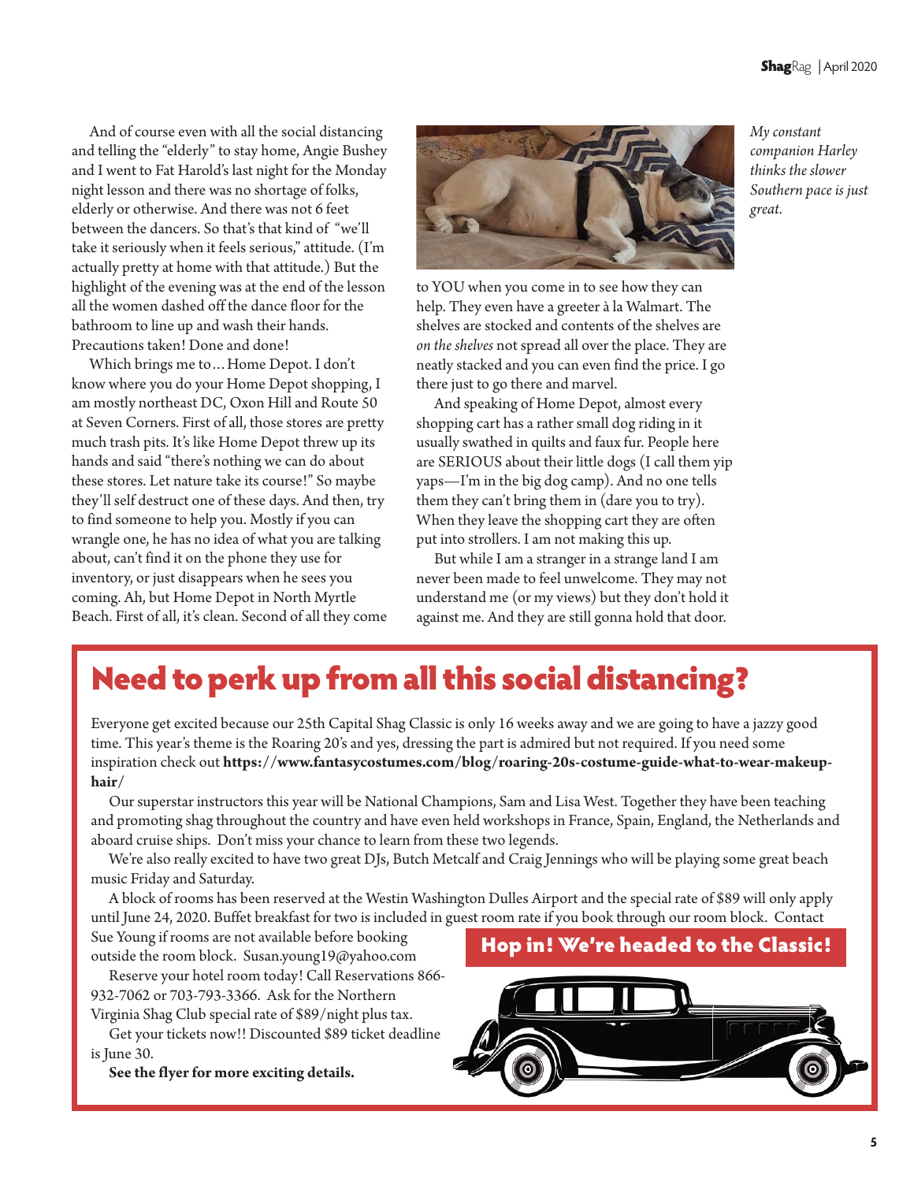And of course even with all the social distancing and telling the "elderly" to stay home, Angie Bushey and I went to Fat Harold's last night for the Monday night lesson and there was no shortage of folks, elderly or otherwise. And there was not 6 feet between the dancers. So that's that kind of "we'll take it seriously when it feels serious," attitude. (I'm actually pretty at home with that attitude.) But the highlight of the evening was at the end of the lesson all the women dashed off the dance floor for the bathroom to line up and wash their hands. Precautions taken! Done and done!

Which brings me to… Home Depot. I don't know where you do your Home Depot shopping, I am mostly northeast DC, Oxon Hill and Route 50 at Seven Corners. First of all, those stores are pretty much trash pits. It's like Home Depot threw up its hands and said "there's nothing we can do about these stores. Let nature take its course!" So maybe they'll self destruct one of these days. And then, try to find someone to help you. Mostly if you can wrangle one, he has no idea of what you are talking about, can't find it on the phone they use for inventory, or just disappears when he sees you coming. Ah, but Home Depot in North Myrtle Beach. First of all, it's clean. Second of all they come to YOU when you come in to see how they can help. They even have a greeter à la Walmart. The shelves are stocked and contents of the shelves are *on the shelves* not spread all over the place. They are neatly stacked and you can even find the price. I go there just to go there and marvel.

*My constant companion Harley thinks the slower Southern pace is just great.*

And speaking of Home Depot, almost every shopping cart has a rather small dog riding in it usually swathed in quilts and faux fur. People here are SERIOUS about their little dogs (I call them yip yaps—I'm in the big dog camp). And no one tells them they can't bring them in (dare you to try). When they leave the shopping cart they are often put into strollers. I am not making this up.

But while I am a stranger in a strange land I am never been made to feel unwelcome. They may not understand me (or my views) but they don't hold it against me. And they are still gonna hold that door.

# Need to perk up from all this social distancing?

Everyone get excited because our 25th Capital Shag Classic is only 16 weeks away and we are going to have a jazzy good time. This year's theme is the Roaring 20's and yes, dressing the part is admired but not required. If you need some inspiration check out **https://www.fantasycostumes.com/blog/roaring-20s-costume-guide-what-to-wear-makeup-hair/**

Our superstar instructors this year will be National Champions, Sam and Lisa West. Together they have been teaching and promoting shag throughout the country and have even held workshops in France, Spain, England, the Netherlands and aboard cruise ships. Don't miss your chance to learn from these two legends.

We're also really excited to have two great DJs, Butch Metcalf and Craig Jennings who will be playing some great beach music Friday and Saturday.

A block of rooms has been reserved at the Westin Washington Dulles Airport and the special rate of $89 will only apply until June 24, 2020. Buffet breakfast for two is included in guest room rate if you book through our room block. Contact Sue Young if rooms are not available before booking outside the room block. Susan.young19@yahoo.com

Reserve your hotel room today! Call Reservations 866-932-7062 or 703-793-3366. Ask for the Northern Virginia Shag Club special rate of $89/night plus tax.

Get your tickets now!! Discounted $89 ticket deadline is June 30.

**See the flyer for more exciting details.**

**Hop in! We're headed to the Classic!**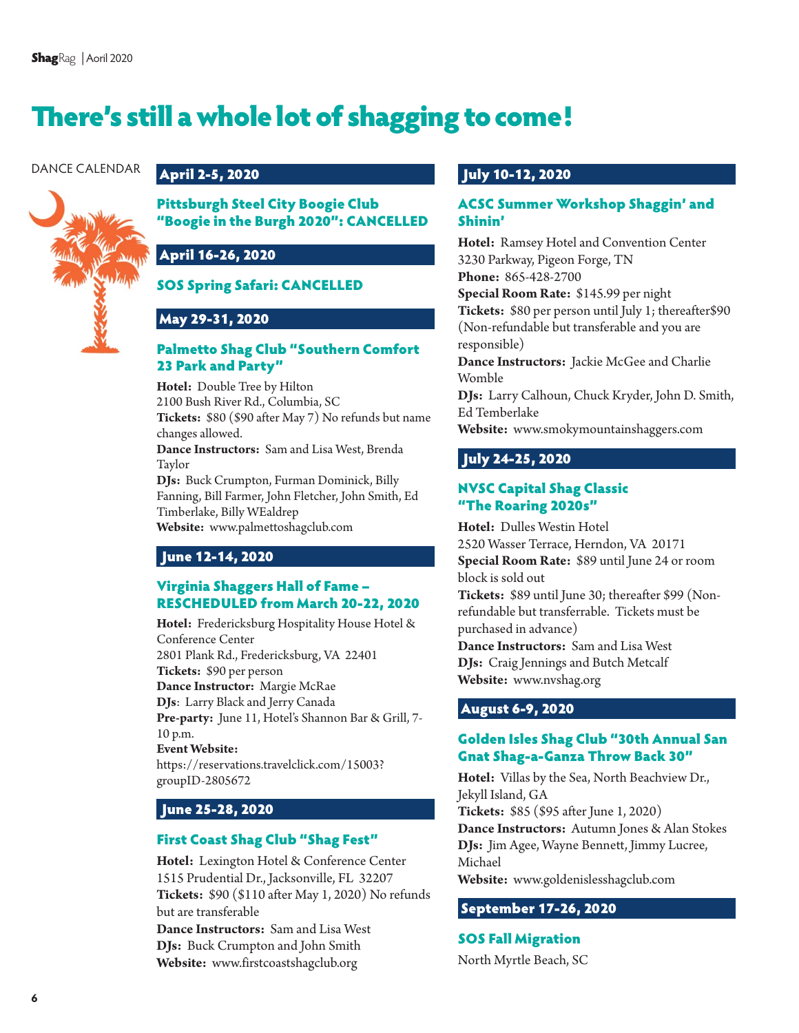# There's still a whole lot of shagging to come!

DANCE CALENDAR

## April 2-5, 2020

### Pittsburgh Steel City Boogie Club "Boogie in the Burgh 2020": CANCELLED

## April 16-26, 2020

### SOS Spring Safari: CANCELLED

## May 29-31, 2020

### Palmetto Shag Club "Southern Comfort 23 Park and Party"

**Hotel:** Double Tree by Hilton
2100 Bush River Rd., Columbia, SC
**Tickets:** $80 ($90 after May 7) No refunds but name changes allowed.
**Dance Instructors:** Sam and Lisa West, Brenda Taylor
**DJs:** Buck Crumpton, Furman Dominick, Billy Fanning, Bill Farmer, John Fletcher, John Smith, Ed Timberlake, Billy WEaldrep
**Website:** www.palmettoshagclub.com

## June 12-14, 2020

### Virginia Shaggers Hall of Fame – RESCHEDULED from March 20-22, 2020

**Hotel:** Fredericksburg Hospitality House Hotel & Conference Center
2801 Plank Rd., Fredericksburg, VA 22401
**Tickets:** $90 per person
**Dance Instructor:** Margie McRae
**DJs**: Larry Black and Jerry Canada
**Pre-party:** June 11, Hotel's Shannon Bar & Grill, 7-10 p.m.
**Event Website:**
https://reservations.travelclick.com/15003?groupID-2805672

## June 25-28, 2020

### First Coast Shag Club "Shag Fest"

**Hotel:** Lexington Hotel & Conference Center
1515 Prudential Dr., Jacksonville, FL 32207
**Tickets:** $90 ($110 after May 1, 2020) No refunds but are transferable
**Dance Instructors:** Sam and Lisa West
**DJs:** Buck Crumpton and John Smith
**Website:** www.firstcoastshagclub.org

## July 10-12, 2020

### ACSC Summer Workshop Shaggin' and Shinin'

**Hotel:** Ramsey Hotel and Convention Center
3230 Parkway, Pigeon Forge, TN
**Phone:** 865-428-2700
**Special Room Rate:** $145.99 per night
**Tickets:** $80 per person until July 1; thereafter$90 (Non-refundable but transferable and you are responsible)
**Dance Instructors:** Jackie McGee and Charlie Womble
**DJs:** Larry Calhoun, Chuck Kryder, John D. Smith, Ed Temberlake
**Website:** www.smokymountainshaggers.com

## July 24-25, 2020

### NVSC Capital Shag Classic "The Roaring 2020s"

**Hotel:** Dulles Westin Hotel
2520 Wasser Terrace, Herndon, VA 20171
**Special Room Rate:** $89 until June 24 or room block is sold out
**Tickets:** $89 until June 30; thereafter $99 (Non-refundable but transferrable. Tickets must be purchased in advance)
**Dance Instructors:** Sam and Lisa West
**DJs:** Craig Jennings and Butch Metcalf
**Website:** www.nvshag.org

## August 6-9, 2020

### Golden Isles Shag Club "30th Annual San Gnat Shag-a-Ganza Throw Back 30"

**Hotel:** Villas by the Sea, North Beachview Dr., Jekyll Island, GA
**Tickets:** $85 ($95 after June 1, 2020)
**Dance Instructors:** Autumn Jones & Alan Stokes
**DJs:** Jim Agee, Wayne Bennett, Jimmy Lucree, Michael
**Website:** www.goldenislesshagclub.com

## September 17-26, 2020

### SOS Fall Migration

North Myrtle Beach, SC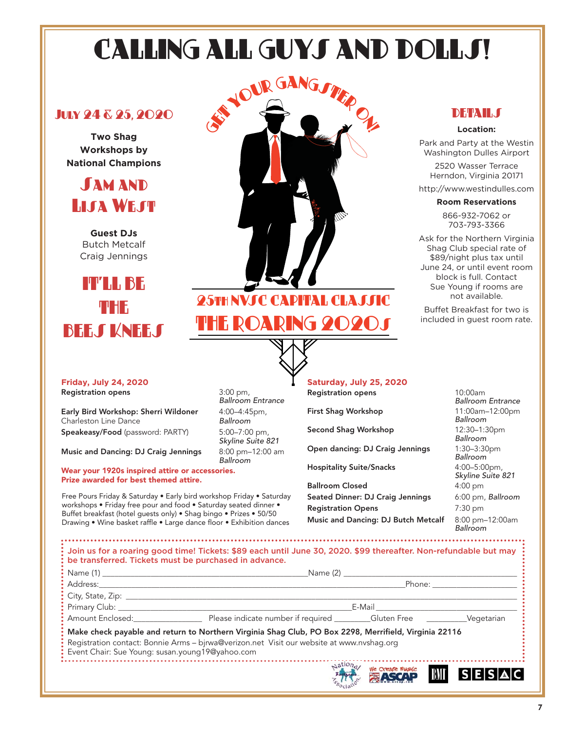# CALLING ALL GUYS AND DOLLS!

## JULY 24 & 25, 2020

**Two Shag Workshops by National Champions**

## SAM AND LISA WEST

**Guest DJs**
Butch Metcalf
Craig Jennings

## IT'LL BE THE BEES KNEES

GET YOUR GANGSTER ON!

## 25TH NVSC CAPITAL CLASSIC

## THE ROARING 2020s

## DETAILS

**Location:**

Park and Party at the Westin Washington Dulles Airport

2520 Wasser Terrace
Herndon, Virginia 20171

http://www.westindulles.com

**Room Reservations**

866-932-7062 or 703-793-3366

Ask for the Northern Virginia Shag Club special rate of $89/night plus tax until June 24, or until event room block is full. Contact Sue Young if rooms are not available.

Buffet Breakfast for two is included in guest room rate.

### Friday, July 24, 2020

| | |
|---|---|
| **Registration opens** | 3:00 pm, *Ballroom Entrance* |
| **Early Bird Workshop: Sherri Wildoner** Charleston Line Dance | 4:00–4:45pm, *Ballroom* |
| **Speakeasy/Food** (password: PARTY) | 5:00–7:00 pm, *Skyline Suite 821* |
| **Music and Dancing: DJ Craig Jennings** | 8:00 pm–12:00 am *Ballroom* |

**Wear your 1920s inspired attire or accessories. Prize awarded for best themed attire.**

Free Pours Friday & Saturday • Early bird workshop Friday • Saturday workshops • Friday free pour and food • Saturday seated dinner • Buffet breakfast (hotel guests only) • Shag bingo • Prizes • 50/50 Drawing • Wine basket raffle • Large dance floor • Exhibition dances

### Saturday, July 25, 2020

| | |
|---|---|
| **Registration opens** | 10:00am *Ballroom Entrance* |
| **First Shag Workshop** | 11:00am–12:00pm *Ballroom* |
| **Second Shag Workshop** | 12:30–1:30pm *Ballroom* |
| **Open dancing: DJ Craig Jennings** | 1:30–3:30pm *Ballroom* |
| **Hospitality Suite/Snacks** | 4:00–5:00pm, *Skyline Suite 821* |
| **Ballroom Closed** | 4:00 pm |
| **Seated Dinner: DJ Craig Jennings** | 6:00 pm, *Ballroom* |
| **Registration Opens** | 7:30 pm |
| **Music and Dancing: DJ Butch Metcalf** | 8:00 pm–12:00am *Ballroom* |

**Join us for a roaring good time! Tickets: $89 each until June 30, 2020. $99 thereafter. Non-refundable but may be transferred. Tickets must be purchased in advance.**

Name (1) ______________________ Name (2) ______________________

Address: ______________________ Phone: ______________________

City, State, Zip: ______________________

Primary Club: ______________________ E-Mail ______________________

Amount Enclosed: ____________ Please indicate number if required ________Gluten Free ________Vegetarian

**Make check payable and return to Northern Virginia Shag Club, PO Box 2298, Merrifield, Virginia 22116**

Registration contact: Bonnie Arms – bjrwa@verizon.net Visit our website at www.nvshag.org

Event Chair: Sue Young: susan.young19@yahoo.com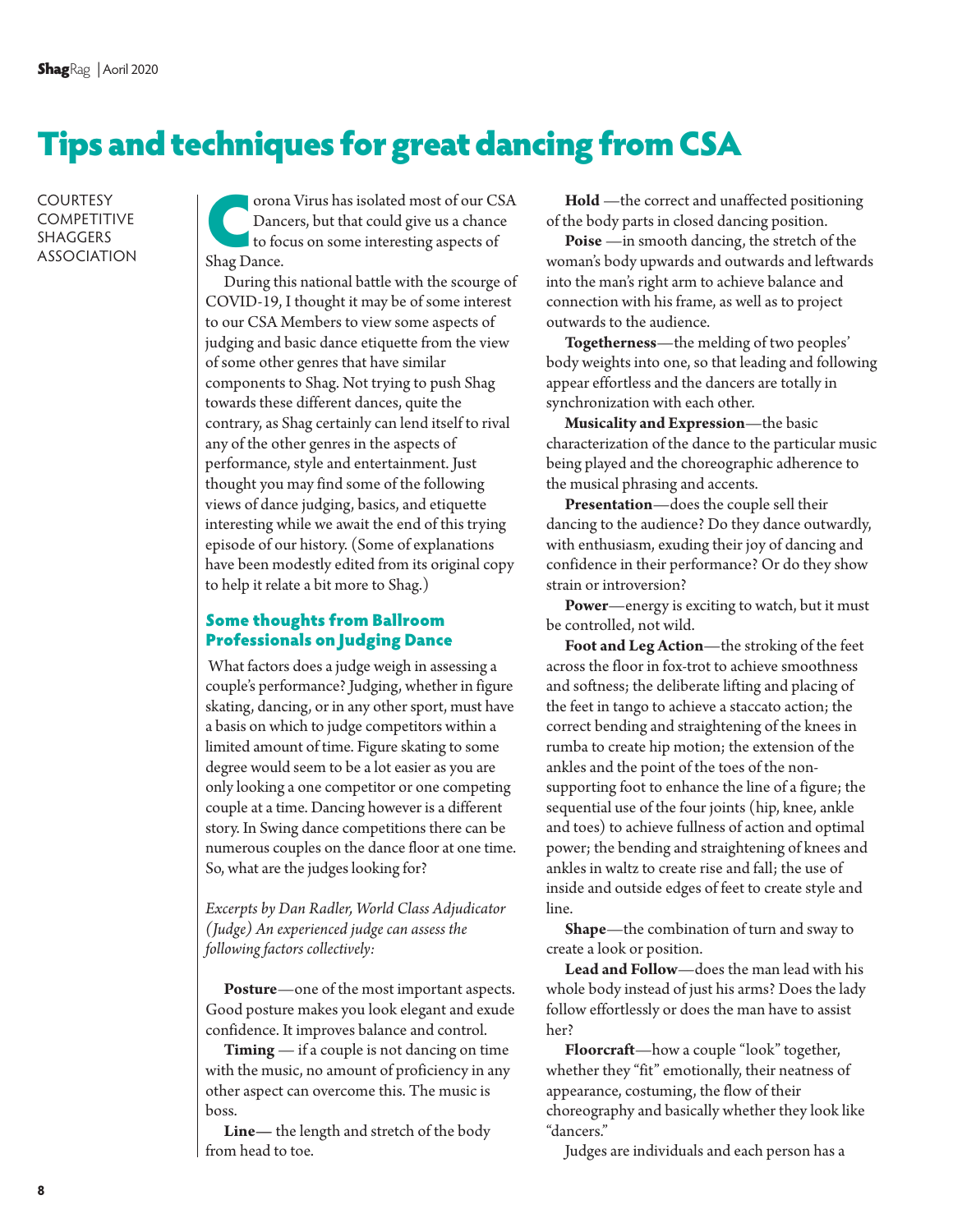# Tips and techniques for great dancing from CSA

COURTESY COMPETITIVE SHAGGERS ASSOCIATION

Corona Virus has isolated most of our CSA Dancers, but that could give us a chance to focus on some interesting aspects of Shag Dance.

During this national battle with the scourge of COVID-19, I thought it may be of some interest to our CSA Members to view some aspects of judging and basic dance etiquette from the view of some other genres that have similar components to Shag. Not trying to push Shag towards these different dances, quite the contrary, as Shag certainly can lend itself to rival any of the other genres in the aspects of performance, style and entertainment. Just thought you may find some of the following views of dance judging, basics, and etiquette interesting while we await the end of this trying episode of our history. (Some of explanations have been modestly edited from its original copy to help it relate a bit more to Shag.)

## Some thoughts from Ballroom Professionals on Judging Dance

What factors does a judge weigh in assessing a couple's performance? Judging, whether in figure skating, dancing, or in any other sport, must have a basis on which to judge competitors within a limited amount of time. Figure skating to some degree would seem to be a lot easier as you are only looking a one competitor or one competing couple at a time. Dancing however is a different story. In Swing dance competitions there can be numerous couples on the dance floor at one time. So, what are the judges looking for?

*Excerpts by Dan Radler, World Class Adjudicator (Judge) An experienced judge can assess the following factors collectively:*

**Posture**—one of the most important aspects. Good posture makes you look elegant and exude confidence. It improves balance and control.

**Timing** — if a couple is not dancing on time with the music, no amount of proficiency in any other aspect can overcome this. The music is boss.

**Line**— the length and stretch of the body from head to toe.

**Hold** —the correct and unaffected positioning of the body parts in closed dancing position.

**Poise** —in smooth dancing, the stretch of the woman's body upwards and outwards and leftwards into the man's right arm to achieve balance and connection with his frame, as well as to project outwards to the audience.

**Togetherness**—the melding of two peoples' body weights into one, so that leading and following appear effortless and the dancers are totally in synchronization with each other.

**Musicality and Expression**—the basic characterization of the dance to the particular music being played and the choreographic adherence to the musical phrasing and accents.

**Presentation**—does the couple sell their dancing to the audience? Do they dance outwardly, with enthusiasm, exuding their joy of dancing and confidence in their performance? Or do they show strain or introversion?

**Power**—energy is exciting to watch, but it must be controlled, not wild.

**Foot and Leg Action**—the stroking of the feet across the floor in fox-trot to achieve smoothness and softness; the deliberate lifting and placing of the feet in tango to achieve a staccato action; the correct bending and straightening of the knees in rumba to create hip motion; the extension of the ankles and the point of the toes of the non-supporting foot to enhance the line of a figure; the sequential use of the four joints (hip, knee, ankle and toes) to achieve fullness of action and optimal power; the bending and straightening of knees and ankles in waltz to create rise and fall; the use of inside and outside edges of feet to create style and line.

**Shape**—the combination of turn and sway to create a look or position.

**Lead and Follow**—does the man lead with his whole body instead of just his arms? Does the lady follow effortlessly or does the man have to assist her?

**Floorcraft**—how a couple "look" together, whether they "fit" emotionally, their neatness of appearance, costuming, the flow of their choreography and basically whether they look like "dancers."

Judges are individuals and each person has a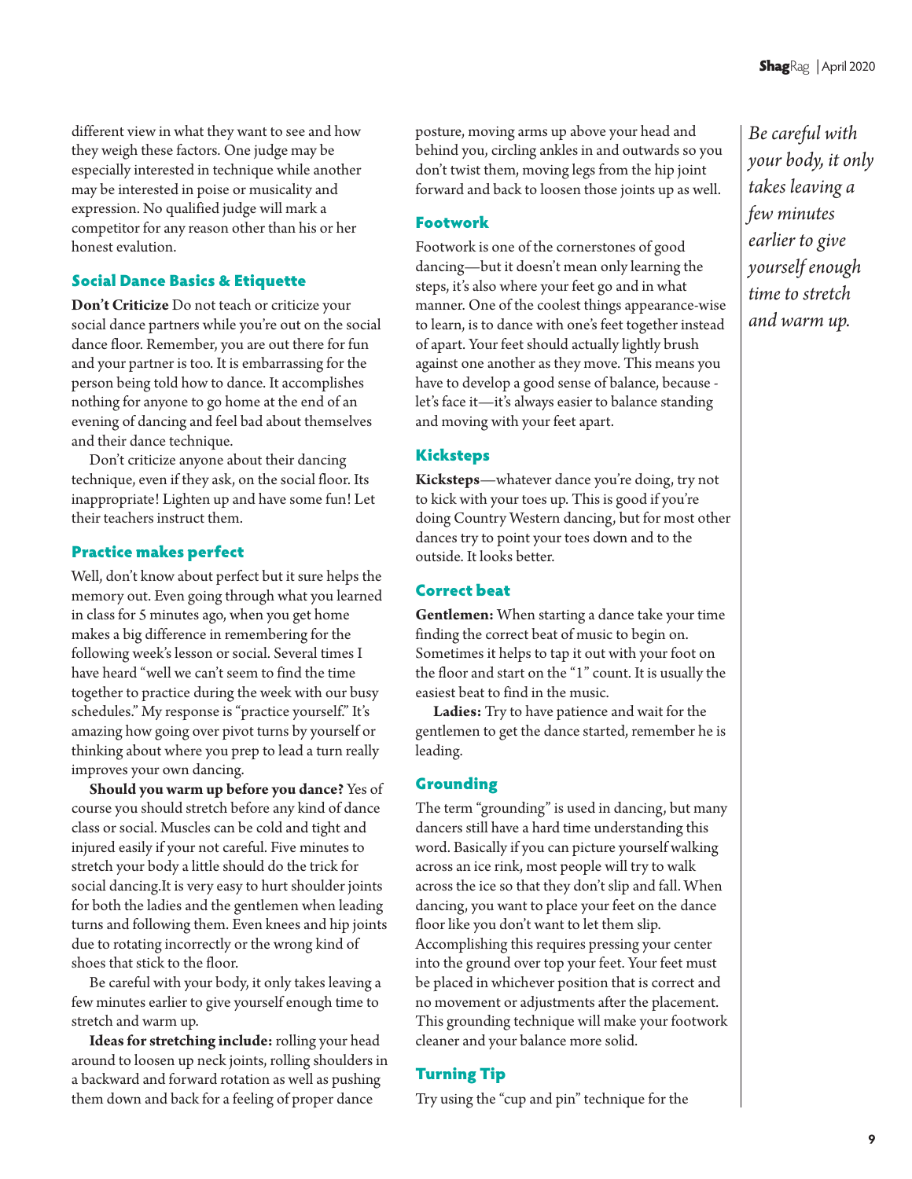different view in what they want to see and how they weigh these factors. One judge may be especially interested in technique while another may be interested in poise or musicality and expression. No qualified judge will mark a competitor for any reason other than his or her honest evalution.

## Social Dance Basics & Etiquette

**Don't Criticize** Do not teach or criticize your social dance partners while you're out on the social dance floor. Remember, you are out there for fun and your partner is too. It is embarrassing for the person being told how to dance. It accomplishes nothing for anyone to go home at the end of an evening of dancing and feel bad about themselves and their dance technique.

Don't criticize anyone about their dancing technique, even if they ask, on the social floor. Its inappropriate! Lighten up and have some fun! Let their teachers instruct them.

## Practice makes perfect

Well, don't know about perfect but it sure helps the memory out. Even going through what you learned in class for 5 minutes ago, when you get home makes a big difference in remembering for the following week's lesson or social. Several times I have heard "well we can't seem to find the time together to practice during the week with our busy schedules." My response is "practice yourself." It's amazing how going over pivot turns by yourself or thinking about where you prep to lead a turn really improves your own dancing.

**Should you warm up before you dance?** Yes of course you should stretch before any kind of dance class or social. Muscles can be cold and tight and injured easily if your not careful. Five minutes to stretch your body a little should do the trick for social dancing.It is very easy to hurt shoulder joints for both the ladies and the gentlemen when leading turns and following them. Even knees and hip joints due to rotating incorrectly or the wrong kind of shoes that stick to the floor.

Be careful with your body, it only takes leaving a few minutes earlier to give yourself enough time to stretch and warm up.

**Ideas for stretching include:** rolling your head around to loosen up neck joints, rolling shoulders in a backward and forward rotation as well as pushing them down and back for a feeling of proper dance posture, moving arms up above your head and behind you, circling ankles in and outwards so you don't twist them, moving legs from the hip joint forward and back to loosen those joints up as well.

## Footwork

Footwork is one of the cornerstones of good dancing—but it doesn't mean only learning the steps, it's also where your feet go and in what manner. One of the coolest things appearance-wise to learn, is to dance with one's feet together instead of apart. Your feet should actually lightly brush against one another as they move. This means you have to develop a good sense of balance, because - let's face it—it's always easier to balance standing and moving with your feet apart.

## Kicksteps

**Kicksteps**—whatever dance you're doing, try not to kick with your toes up. This is good if you're doing Country Western dancing, but for most other dances try to point your toes down and to the outside. It looks better.

## Correct beat

**Gentlemen:** When starting a dance take your time finding the correct beat of music to begin on. Sometimes it helps to tap it out with your foot on the floor and start on the "1" count. It is usually the easiest beat to find in the music.

**Ladies:** Try to have patience and wait for the gentlemen to get the dance started, remember he is leading.

## Grounding

The term "grounding" is used in dancing, but many dancers still have a hard time understanding this word. Basically if you can picture yourself walking across an ice rink, most people will try to walk across the ice so that they don't slip and fall. When dancing, you want to place your feet on the dance floor like you don't want to let them slip. Accomplishing this requires pressing your center into the ground over top your feet. Your feet must be placed in whichever position that is correct and no movement or adjustments after the placement. This grounding technique will make your footwork cleaner and your balance more solid.

## Turning Tip

Try using the "cup and pin" technique for the

*Be careful with your body, it only takes leaving a few minutes earlier to give yourself enough time to stretch and warm up.*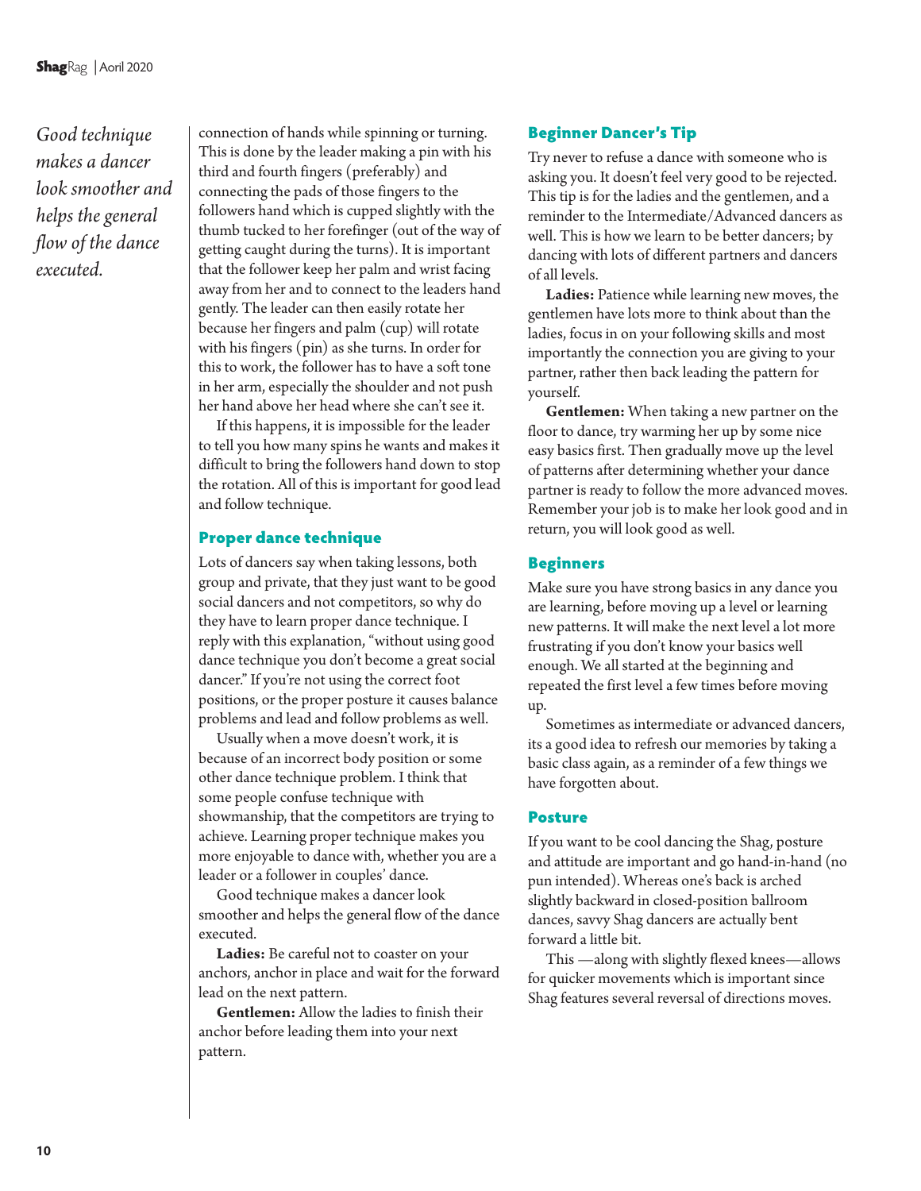*Good technique makes a dancer look smoother and helps the general flow of the dance executed.*

connection of hands while spinning or turning. This is done by the leader making a pin with his third and fourth fingers (preferably) and connecting the pads of those fingers to the followers hand which is cupped slightly with the thumb tucked to her forefinger (out of the way of getting caught during the turns). It is important that the follower keep her palm and wrist facing away from her and to connect to the leaders hand gently. The leader can then easily rotate her because her fingers and palm (cup) will rotate with his fingers (pin) as she turns. In order for this to work, the follower has to have a soft tone in her arm, especially the shoulder and not push her hand above her head where she can't see it.

If this happens, it is impossible for the leader to tell you how many spins he wants and makes it difficult to bring the followers hand down to stop the rotation. All of this is important for good lead and follow technique.

## Proper dance technique

Lots of dancers say when taking lessons, both group and private, that they just want to be good social dancers and not competitors, so why do they have to learn proper dance technique. I reply with this explanation, "without using good dance technique you don't become a great social dancer." If you're not using the correct foot positions, or the proper posture it causes balance problems and lead and follow problems as well.

Usually when a move doesn't work, it is because of an incorrect body position or some other dance technique problem. I think that some people confuse technique with showmanship, that the competitors are trying to achieve. Learning proper technique makes you more enjoyable to dance with, whether you are a leader or a follower in couples' dance.

Good technique makes a dancer look smoother and helps the general flow of the dance executed.

**Ladies:** Be careful not to coaster on your anchors, anchor in place and wait for the forward lead on the next pattern.

**Gentlemen:** Allow the ladies to finish their anchor before leading them into your next pattern.

## Beginner Dancer's Tip

Try never to refuse a dance with someone who is asking you. It doesn't feel very good to be rejected. This tip is for the ladies and the gentlemen, and a reminder to the Intermediate/Advanced dancers as well. This is how we learn to be better dancers; by dancing with lots of different partners and dancers of all levels.

**Ladies:** Patience while learning new moves, the gentlemen have lots more to think about than the ladies, focus in on your following skills and most importantly the connection you are giving to your partner, rather then back leading the pattern for yourself.

**Gentlemen:** When taking a new partner on the floor to dance, try warming her up by some nice easy basics first. Then gradually move up the level of patterns after determining whether your dance partner is ready to follow the more advanced moves. Remember your job is to make her look good and in return, you will look good as well.

## Beginners

Make sure you have strong basics in any dance you are learning, before moving up a level or learning new patterns. It will make the next level a lot more frustrating if you don't know your basics well enough. We all started at the beginning and repeated the first level a few times before moving up.

Sometimes as intermediate or advanced dancers, its a good idea to refresh our memories by taking a basic class again, as a reminder of a few things we have forgotten about.

## Posture

If you want to be cool dancing the Shag, posture and attitude are important and go hand-in-hand (no pun intended). Whereas one's back is arched slightly backward in closed-position ballroom dances, savvy Shag dancers are actually bent forward a little bit.

This —along with slightly flexed knees—allows for quicker movements which is important since Shag features several reversal of directions moves.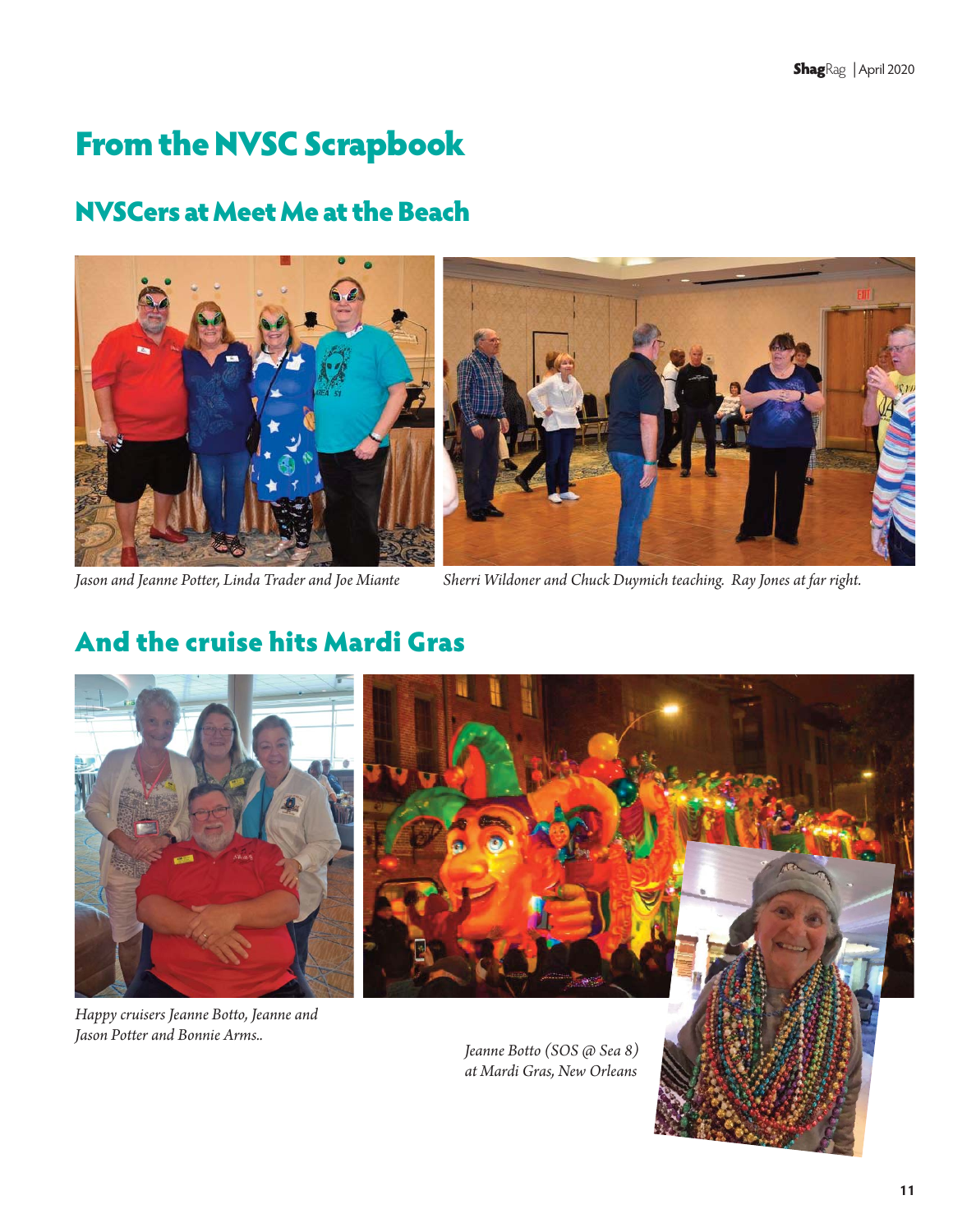# From the NVSC Scrapbook

## NVSCers at Meet Me at the Beach

*Jason and Jeanne Potter, Linda Trader and Joe Miante*

*Sherri Wildoner and Chuck Duymich teaching. Ray Jones at far right.*

## And the cruise hits Mardi Gras

*Happy cruisers Jeanne Botto, Jeanne and Jason Potter and Bonnie Arms..*

*Jeanne Botto (SOS @ Sea 8) at Mardi Gras, New Orleans*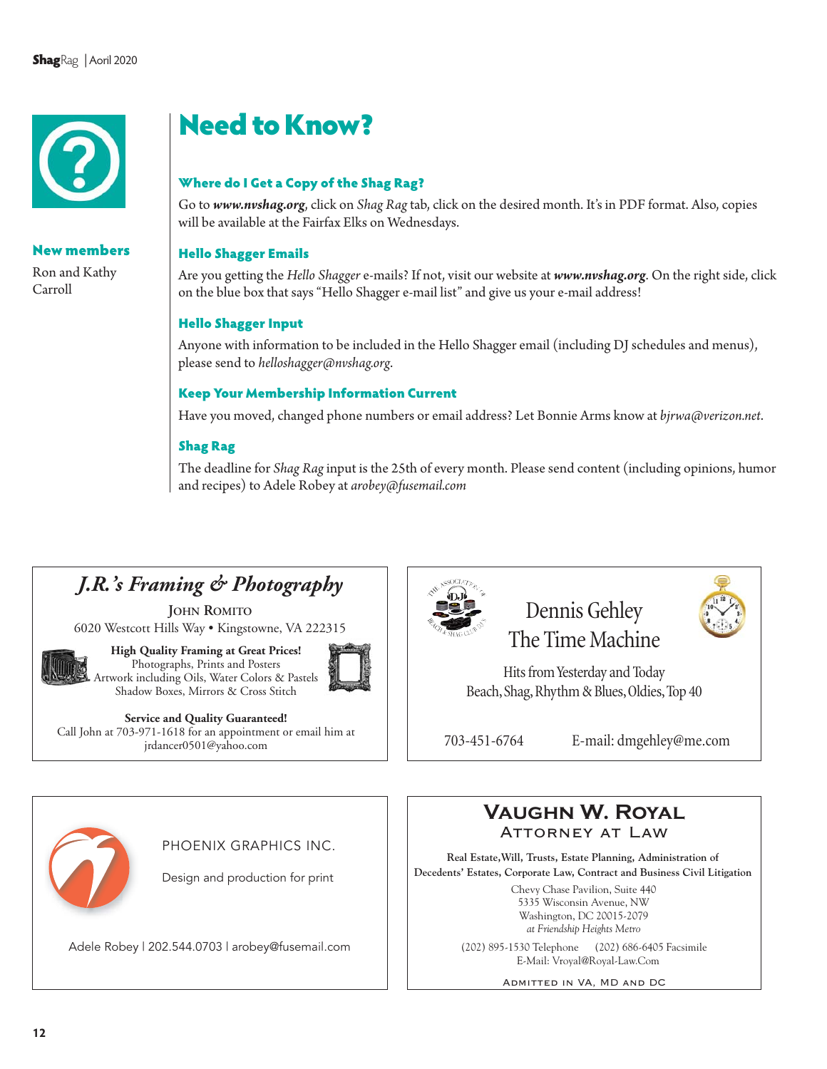## New members

Ron and Kathy Carroll

# Need to Know?

### Where do I Get a Copy of the Shag Rag?

Go to ***www.nvshag.org***, click on *Shag Rag* tab, click on the desired month. It's in PDF format. Also, copies will be available at the Fairfax Elks on Wednesdays.

### Hello Shagger Emails

Are you getting the *Hello Shagger* e-mails? If not, visit our website at ***www.nvshag.org***. On the right side, click on the blue box that says "Hello Shagger e-mail list" and give us your e-mail address!

### Hello Shagger Input

Anyone with information to be included in the Hello Shagger email (including DJ schedules and menus), please send to *helloshagger@nvshag.org*.

### Keep Your Membership Information Current

Have you moved, changed phone numbers or email address? Let Bonnie Arms know at *bjrwa@verizon.net*.

### Shag Rag

The deadline for *Shag Rag* input is the 25th of every month. Please send content (including opinions, humor and recipes) to Adele Robey at *arobey@fusemail.com*

---

***J.R.'s Framing & Photography***

JOHN ROMITO

6020 Westcott Hills Way • Kingstowne, VA 222315

**High Quality Framing at Great Prices!**
Photographs, Prints and Posters
Artwork including Oils, Water Colors & Pastels
Shadow Boxes, Mirrors & Cross Stitch

**Service and Quality Guaranteed!**
Call John at 703-971-1618 for an appointment or email him at jrdancer0501@yahoo.com

---

The Association of Beach & Shag Club DJs

Dennis Gehley
The Time Machine

Hits from Yesterday and Today
Beach, Shag, Rhythm & Blues, Oldies, Top 40

703-451-6764 E-mail: dmgehley@me.com

---

PHOENIX GRAPHICS INC.

Design and production for print

Adele Robey | 202.544.0703 | arobey@fusemail.com

---

**VAUGHN W. ROYAL**
ATTORNEY AT LAW

**Real Estate, Will, Trusts, Estate Planning, Administration of Decedents' Estates, Corporate Law, Contract and Business Civil Litigation**

Chevy Chase Pavilion, Suite 440
5335 Wisconsin Avenue, NW
Washington, DC 20015-2079
*at Friendship Heights Metro*

(202) 895-1530 Telephone (202) 686-6405 Facsimile
E-Mail: Vroyal@Royal-Law.Com

ADMITTED IN VA, MD AND DC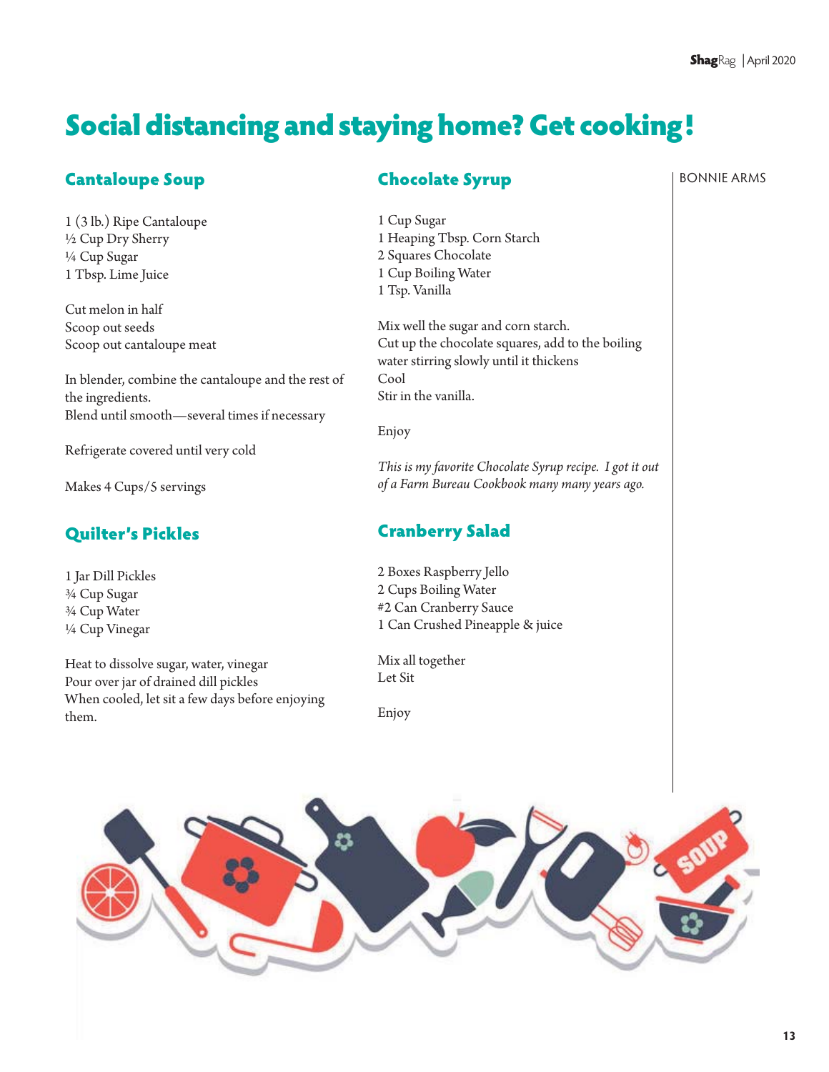# Social distancing and staying home? Get cooking!

BONNIE ARMS

## Cantaloupe Soup

1 (3 lb.) Ripe Cantaloupe
½ Cup Dry Sherry
¼ Cup Sugar
1 Tbsp. Lime Juice

Cut melon in half
Scoop out seeds
Scoop out cantaloupe meat

In blender, combine the cantaloupe and the rest of the ingredients.
Blend until smooth—several times if necessary

Refrigerate covered until very cold

Makes 4 Cups/5 servings

## Quilter's Pickles

1 Jar Dill Pickles
¾ Cup Sugar
¾ Cup Water
¼ Cup Vinegar

Heat to dissolve sugar, water, vinegar
Pour over jar of drained dill pickles
When cooled, let sit a few days before enjoying them.

## Chocolate Syrup

1 Cup Sugar
1 Heaping Tbsp. Corn Starch
2 Squares Chocolate
1 Cup Boiling Water
1 Tsp. Vanilla

Mix well the sugar and corn starch.
Cut up the chocolate squares, add to the boiling water stirring slowly until it thickens
Cool
Stir in the vanilla.

Enjoy

*This is my favorite Chocolate Syrup recipe. I got it out of a Farm Bureau Cookbook many many years ago.*

## Cranberry Salad

2 Boxes Raspberry Jello
2 Cups Boiling Water
#2 Can Cranberry Sauce
1 Can Crushed Pineapple & juice

Mix all together
Let Sit

Enjoy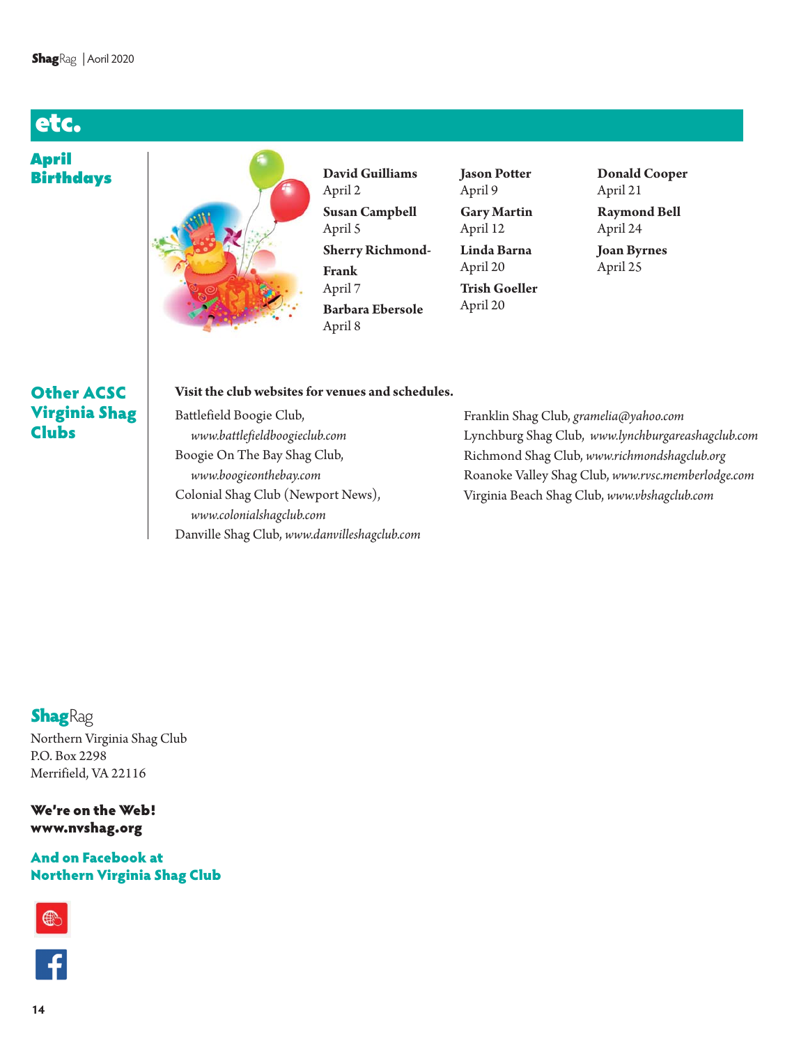# etc.

## April Birthdays

**David Guilliams**
April 2

**Susan Campbell**
April 5

**Sherry Richmond-Frank**
April 7

**Barbara Ebersole**
April 8

**Jason Potter**
April 9

**Gary Martin**
April 12

**Linda Barna**
April 20

**Trish Goeller**
April 20

**Donald Cooper**
April 21

**Raymond Bell**
April 24

**Joan Byrnes**
April 25

## Other ACSC Virginia Shag Clubs

**Visit the club websites for venues and schedules.**

Battlefield Boogie Club, *www.battlefieldboogieclub.com*
Boogie On The Bay Shag Club, *www.boogieonthebay.com*
Colonial Shag Club (Newport News), *www.colonialshagclub.com*
Danville Shag Club, *www.danvilleshagclub.com*
Franklin Shag Club, *gramelia@yahoo.com*
Lynchburg Shag Club, *www.lynchburgareashagclub.com*
Richmond Shag Club, *www.richmondshagclub.org*
Roanoke Valley Shag Club, *www.rvsc.memberlodge.com*
Virginia Beach Shag Club, *www.vbshagclub.com*

**Shag**Rag
Northern Virginia Shag Club
P.O. Box 2298
Merrifield, VA 22116

**We're on the Web!**
**www.nvshag.org**

**And on Facebook at**
**Northern Virginia Shag Club**